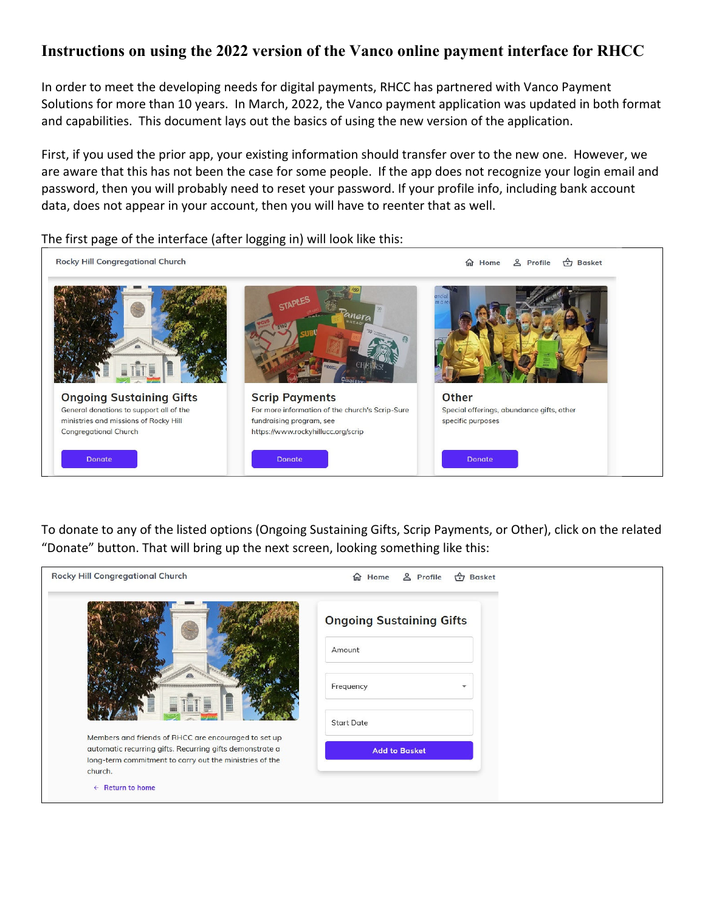# Instructions on using the 2022 version of the Vanco online payment interface for RHCC

In order to meet the developing needs for digital payments, RHCC has partnered with Vanco Payment Solutions for more than 10 years. In March, 2022, the Vanco payment application was updated in both format and capabilities. This document lays out the basics of using the new version of the application.

First, if you used the prior app, your existing information should transfer over to the new one. However, we are aware that this has not been the case for some people. If the app does not recognize your login email and password, then you will probably need to reset your password. If your profile info, including bank account data, does not appear in your account, then you will have to reenter that as well.

The first page of the interface (after logging in) will look like this:

Rocky Hill Congregational Church — Home | Profile | Basket

**Ongoing Sustaining Gifts**
General donations to support all of the ministries and missions of Rocky Hill Congregational Church
Donate

**Scrip Payments**
For more information of the church's Scrip-Sure fundraising program, see https://www.rockyhillucc.org/scrip
Donate

**Other**
Special offerings, abundance gifts, other specific purposes
Donate

To donate to any of the listed options (Ongoing Sustaining Gifts, Scrip Payments, or Other), click on the related "Donate" button. That will bring up the next screen, looking something like this:

Rocky Hill Congregational Church — Home | Profile | Basket

**Ongoing Sustaining Gifts**
Amount
Frequency
Start Date
Add to Basket

Members and friends of RHCC are encouraged to set up automatic recurring gifts. Recurring gifts demonstrate a long-term commitment to carry out the ministries of the church.

← Return to home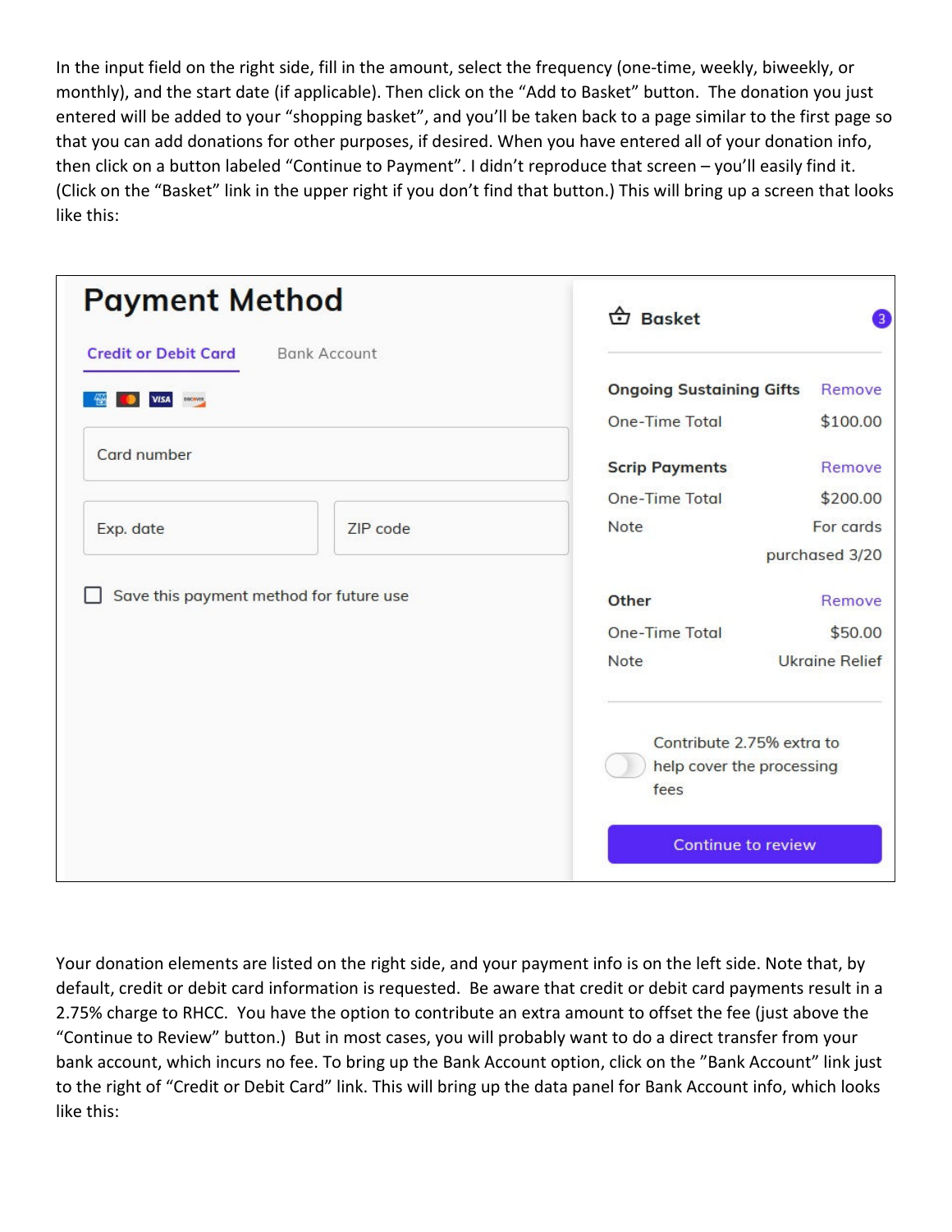In the input field on the right side, fill in the amount, select the frequency (one-time, weekly, biweekly, or monthly), and the start date (if applicable). Then click on the "Add to Basket" button. The donation you just entered will be added to your "shopping basket", and you'll be taken back to a page similar to the first page so that you can add donations for other purposes, if desired. When you have entered all of your donation info, then click on a button labeled "Continue to Payment". I didn't reproduce that screen – you'll easily find it. (Click on the "Basket" link in the upper right if you don't find that button.) This will bring up a screen that looks like this:

# Payment Method

Credit or Debit Card    Bank Account

Card number

Exp. date    ZIP code

☐ Save this payment method for future use

**Basket** 3

| | |
|---|---|
| **Ongoing Sustaining Gifts** | Remove |
| One-Time Total | $100.00 |
| **Scrip Payments** | Remove |
| One-Time Total | $200.00 |
| Note | For cards purchased 3/20 |
| **Other** | Remove |
| One-Time Total | $50.00 |
| Note | Ukraine Relief |

Contribute 2.75% extra to help cover the processing fees

Continue to review

Your donation elements are listed on the right side, and your payment info is on the left side. Note that, by default, credit or debit card information is requested. Be aware that credit or debit card payments result in a 2.75% charge to RHCC. You have the option to contribute an extra amount to offset the fee (just above the "Continue to Review" button.) But in most cases, you will probably want to do a direct transfer from your bank account, which incurs no fee. To bring up the Bank Account option, click on the "Bank Account" link just to the right of "Credit or Debit Card" link. This will bring up the data panel for Bank Account info, which looks like this: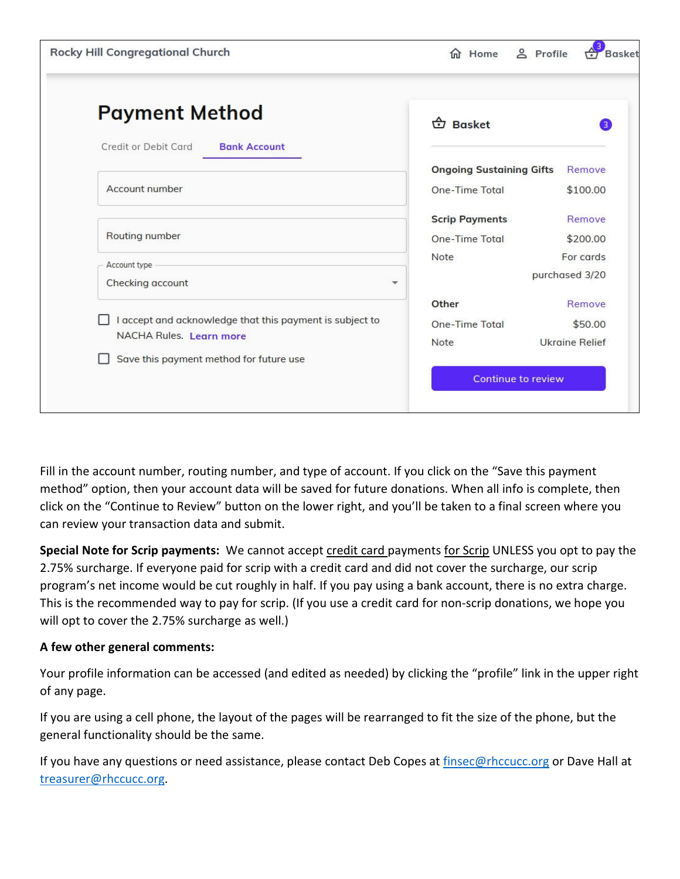Rocky Hill Congregational Church

Home | Profile | 3 Basket

## Payment Method

Credit or Debit Card | **Bank Account**

Account number

Routing number

Account type
Checking account

☐ I accept and acknowledge that this payment is subject to NACHA Rules. Learn more

☐ Save this payment method for future use

### Basket (3)

| | |
|---|---|
| **Ongoing Sustaining Gifts** | Remove |
| One-Time Total | $100.00 |
| **Scrip Payments** | Remove |
| One-Time Total | $200.00 |
| Note | For cards purchased 3/20 |
| **Other** | Remove |
| One-Time Total | $50.00 |
| Note | Ukraine Relief |

Continue to review

Fill in the account number, routing number, and type of account. If you click on the "Save this payment method" option, then your account data will be saved for future donations. When all info is complete, then click on the "Continue to Review" button on the lower right, and you'll be taken to a final screen where you can review your transaction data and submit.

**Special Note for Scrip payments:** We cannot accept credit card payments for Scrip UNLESS you opt to pay the 2.75% surcharge. If everyone paid for scrip with a credit card and did not cover the surcharge, our scrip program's net income would be cut roughly in half. If you pay using a bank account, there is no extra charge. This is the recommended way to pay for scrip. (If you use a credit card for non-scrip donations, we hope you will opt to cover the 2.75% surcharge as well.)

**A few other general comments:**

Your profile information can be accessed (and edited as needed) by clicking the "profile" link in the upper right of any page.

If you are using a cell phone, the layout of the pages will be rearranged to fit the size of the phone, but the general functionality should be the same.

If you have any questions or need assistance, please contact Deb Copes at finsec@rhccucc.org or Dave Hall at treasurer@rhccucc.org.